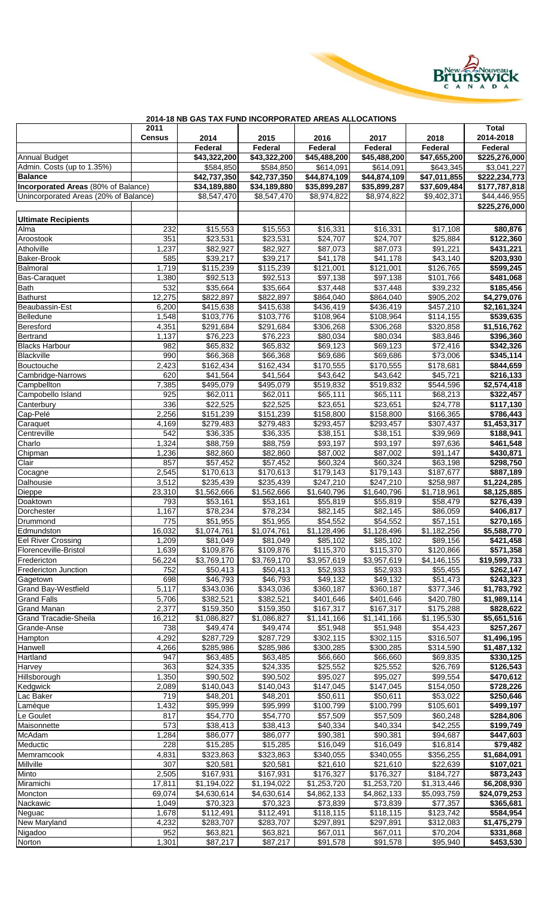## 2014-18 NB GAS TAX FUND INCORPORATED AREAS ALLOCATIONS

| | 2011 Census | 2014 Federal | 2015 Federal | 2016 Federal | 2017 Federal | 2018 Federal | Total 2014-2018 Federal |
|---|---|---|---|---|---|---|---|
| Annual Budget | | $43,322,200 | $43,322,200 | $45,488,200 | $45,488,200 | $47,655,200 | $225,276,000 |
| Admin. Costs (up to 1.35%) | | $584,850 | $584,850 | $614,091 | $614,091 | $643,345 | $3,041,227 |
| **Balance** | | **$42,737,350** | **$42,737,350** | **$44,874,109** | **$44,874,109** | **$47,011,855** | **$222,234,773** |
| **Incorporated Areas** (80% of Balance) | | **$34,189,880** | **$34,189,880** | **$35,899,287** | **$35,899,287** | **$37,609,484** | **$177,787,818** |
| Unincorporated Areas (20% of Balance) | | $8,547,470 | $8,547,470 | $8,974,822 | $8,974,822 | $9,402,371 | $44,446,955 |
| | | | | | | | **$225,276,000** |
| **Ultimate Recipients** | | | | | | | |
| Alma | 232 | $15,553 | $15,553 | $16,331 | $16,331 | $17,108 | **$80,876** |
| Aroostook | 351 | $23,531 | $23,531 | $24,707 | $24,707 | $25,884 | **$122,360** |
| Atholville | 1,237 | $82,927 | $82,927 | $87,073 | $87,073 | $91,221 | **$431,221** |
| Baker-Brook | 585 | $39,217 | $39,217 | $41,178 | $41,178 | $43,140 | **$203,930** |
| Balmoral | 1,719 | $115,239 | $115,239 | $121,001 | $121,001 | $126,765 | **$599,245** |
| Bas-Caraquet | 1,380 | $92,513 | $92,513 | $97,138 | $97,138 | $101,766 | **$481,068** |
| Bath | 532 | $35,664 | $35,664 | $37,448 | $37,448 | $39,232 | **$185,456** |
| Bathurst | 12,275 | $822,897 | $822,897 | $864,040 | $864,040 | $905,202 | **$4,279,076** |
| Beaubassin-Est | 6,200 | $415,638 | $415,638 | $436,419 | $436,419 | $457,210 | **$2,161,324** |
| Belledune | 1,548 | $103,776 | $103,776 | $108,964 | $108,964 | $114,155 | **$539,635** |
| Beresford | 4,351 | $291,684 | $291,684 | $306,268 | $306,268 | $320,858 | **$1,516,762** |
| Bertrand | 1,137 | $76,223 | $76,223 | $80,034 | $80,034 | $83,846 | **$396,360** |
| Blacks Harbour | 982 | $65,832 | $65,832 | $69,123 | $69,123 | $72,416 | **$342,326** |
| Blackville | 990 | $66,368 | $66,368 | $69,686 | $69,686 | $73,006 | **$345,114** |
| Bouctouche | 2,423 | $162,434 | $162,434 | $170,555 | $170,555 | $178,681 | **$844,659** |
| Cambridge-Narrows | 620 | $41,564 | $41,564 | $43,642 | $43,642 | $45,721 | **$216,133** |
| Campbellton | 7,385 | $495,079 | $495,079 | $519,832 | $519,832 | $544,596 | **$2,574,418** |
| Campobello Island | 925 | $62,011 | $62,011 | $65,111 | $65,111 | $68,213 | **$322,457** |
| Canterbury | 336 | $22,525 | $22,525 | $23,651 | $23,651 | $24,778 | **$117,130** |
| Cap-Pelé | 2,256 | $151,239 | $151,239 | $158,800 | $158,800 | $166,365 | **$786,443** |
| Caraquet | 4,169 | $279,483 | $279,483 | $293,457 | $293,457 | $307,437 | **$1,453,317** |
| Centreville | 542 | $36,335 | $36,335 | $38,151 | $38,151 | $39,969 | **$188,941** |
| Charlo | 1,324 | $88,759 | $88,759 | $93,197 | $93,197 | $97,636 | **$461,548** |
| Chipman | 1,236 | $82,860 | $82,860 | $87,002 | $87,002 | $91,147 | **$430,871** |
| Clair | 857 | $57,452 | $57,452 | $60,324 | $60,324 | $63,198 | **$298,750** |
| Cocagne | 2,545 | $170,613 | $170,613 | $179,143 | $179,143 | $187,677 | **$887,189** |
| Dalhousie | 3,512 | $235,439 | $235,439 | $247,210 | $247,210 | $258,987 | **$1,224,285** |
| Dieppe | 23,310 | $1,562,666 | $1,562,666 | $1,640,796 | $1,640,796 | $1,718,961 | **$8,125,885** |
| Doaktown | 793 | $53,161 | $53,161 | $55,819 | $55,819 | $58,479 | **$276,439** |
| Dorchester | 1,167 | $78,234 | $78,234 | $82,145 | $82,145 | $86,059 | **$406,817** |
| Drummond | 775 | $51,955 | $51,955 | $54,552 | $54,552 | $57,151 | **$270,165** |
| Edmundston | 16,032 | $1,074,761 | $1,074,761 | $1,128,496 | $1,128,496 | $1,182,256 | **$5,588,770** |
| Eel River Crossing | 1,209 | $81,049 | $81,049 | $85,102 | $85,102 | $89,156 | **$421,458** |
| Florenceville-Bristol | 1,639 | $109,876 | $109,876 | $115,370 | $115,370 | $120,866 | **$571,358** |
| Fredericton | 56,224 | $3,769,170 | $3,769,170 | $3,957,619 | $3,957,619 | $4,146,155 | **$19,599,733** |
| Fredericton Junction | 752 | $50,413 | $50,413 | $52,933 | $52,933 | $55,455 | **$262,147** |
| Gagetown | 698 | $46,793 | $46,793 | $49,132 | $49,132 | $51,473 | **$243,323** |
| Grand Bay-Westfield | 5,117 | $343,036 | $343,036 | $360,187 | $360,187 | $377,346 | **$1,783,792** |
| Grand Falls | 5,706 | $382,521 | $382,521 | $401,646 | $401,646 | $420,780 | **$1,989,114** |
| Grand Manan | 2,377 | $159,350 | $159,350 | $167,317 | $167,317 | $175,288 | **$828,622** |
| Grand Tracadie-Sheila | 16,212 | $1,086,827 | $1,086,827 | $1,141,166 | $1,141,166 | $1,195,530 | **$5,651,516** |
| Grande-Anse | 738 | $49,474 | $49,474 | $51,948 | $51,948 | $54,423 | **$257,267** |
| Hampton | 4,292 | $287,729 | $287,729 | $302,115 | $302,115 | $316,507 | **$1,496,195** |
| Hanwell | 4,266 | $285,986 | $285,986 | $300,285 | $300,285 | $314,590 | **$1,487,132** |
| Hartland | 947 | $63,485 | $63,485 | $66,660 | $66,660 | $69,835 | **$330,125** |
| Harvey | 363 | $24,335 | $24,335 | $25,552 | $25,552 | $26,769 | **$126,543** |
| Hillsborough | 1,350 | $90,502 | $90,502 | $95,027 | $95,027 | $99,554 | **$470,612** |
| Kedgwick | 2,089 | $140,043 | $140,043 | $147,045 | $147,045 | $154,050 | **$728,226** |
| Lac Baker | 719 | $48,201 | $48,201 | $50,611 | $50,611 | $53,022 | **$250,646** |
| Lamèque | 1,432 | $95,999 | $95,999 | $100,799 | $100,799 | $105,601 | **$499,197** |
| Le Goulet | 817 | $54,770 | $54,770 | $57,509 | $57,509 | $60,248 | **$284,806** |
| Maisonnette | 573 | $38,413 | $38,413 | $40,334 | $40,334 | $42,255 | **$199,749** |
| McAdam | 1,284 | $86,077 | $86,077 | $90,381 | $90,381 | $94,687 | **$447,603** |
| Meductic | 228 | $15,285 | $15,285 | $16,049 | $16,049 | $16,814 | **$79,482** |
| Memramcook | 4,831 | $323,863 | $323,863 | $340,055 | $340,055 | $356,255 | **$1,684,091** |
| Millville | 307 | $20,581 | $20,581 | $21,610 | $21,610 | $22,639 | **$107,021** |
| Minto | 2,505 | $167,931 | $167,931 | $176,327 | $176,327 | $184,727 | **$873,243** |
| Miramichi | 17,811 | $1,194,022 | $1,194,022 | $1,253,720 | $1,253,720 | $1,313,446 | **$6,208,930** |
| Moncton | 69,074 | $4,630,614 | $4,630,614 | $4,862,133 | $4,862,133 | $5,093,759 | **$24,079,253** |
| Nackawic | 1,049 | $70,323 | $70,323 | $73,839 | $73,839 | $77,357 | **$365,681** |
| Neguac | 1,678 | $112,491 | $112,491 | $118,115 | $118,115 | $123,742 | **$584,954** |
| New Maryland | 4,232 | $283,707 | $283,707 | $297,891 | $297,891 | $312,083 | **$1,475,279** |
| Nigadoo | 952 | $63,821 | $63,821 | $67,011 | $67,011 | $70,204 | **$331,868** |
| Norton | 1,301 | $87,217 | $87,217 | $91,578 | $91,578 | $95,940 | **$453,530** |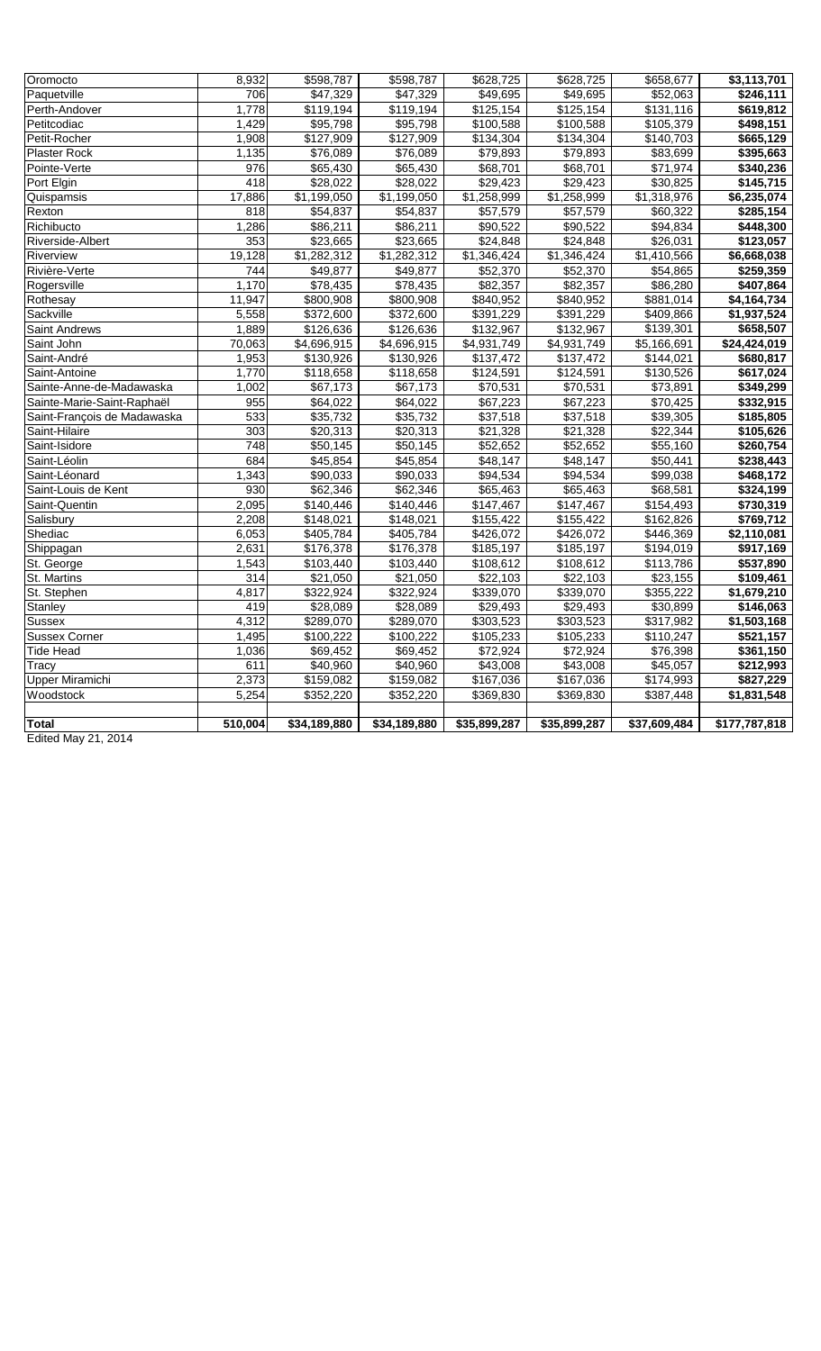| | | | | | | | |
|---|---|---|---|---|---|---|---|
| Oromocto | 8,932 | $598,787 | $598,787 | $628,725 | $628,725 | $658,677 | **$3,113,701** |
| Paquetville | 706 | $47,329 | $47,329 | $49,695 | $49,695 | $52,063 | **$246,111** |
| Perth-Andover | 1,778 | $119,194 | $119,194 | $125,154 | $125,154 | $131,116 | **$619,812** |
| Petitcodiac | 1,429 | $95,798 | $95,798 | $100,588 | $100,588 | $105,379 | **$498,151** |
| Petit-Rocher | 1,908 | $127,909 | $127,909 | $134,304 | $134,304 | $140,703 | **$665,129** |
| Plaster Rock | 1,135 | $76,089 | $76,089 | $79,893 | $79,893 | $83,699 | **$395,663** |
| Pointe-Verte | 976 | $65,430 | $65,430 | $68,701 | $68,701 | $71,974 | **$340,236** |
| Port Elgin | 418 | $28,022 | $28,022 | $29,423 | $29,423 | $30,825 | **$145,715** |
| Quispamsis | 17,886 | $1,199,050 | $1,199,050 | $1,258,999 | $1,258,999 | $1,318,976 | **$6,235,074** |
| Rexton | 818 | $54,837 | $54,837 | $57,579 | $57,579 | $60,322 | **$285,154** |
| Richibucto | 1,286 | $86,211 | $86,211 | $90,522 | $90,522 | $94,834 | **$448,300** |
| Riverside-Albert | 353 | $23,665 | $23,665 | $24,848 | $24,848 | $26,031 | **$123,057** |
| Riverview | 19,128 | $1,282,312 | $1,282,312 | $1,346,424 | $1,346,424 | $1,410,566 | **$6,668,038** |
| Rivière-Verte | 744 | $49,877 | $49,877 | $52,370 | $52,370 | $54,865 | **$259,359** |
| Rogersville | 1,170 | $78,435 | $78,435 | $82,357 | $82,357 | $86,280 | **$407,864** |
| Rothesay | 11,947 | $800,908 | $800,908 | $840,952 | $840,952 | $881,014 | **$4,164,734** |
| Sackville | 5,558 | $372,600 | $372,600 | $391,229 | $391,229 | $409,866 | **$1,937,524** |
| Saint Andrews | 1,889 | $126,636 | $126,636 | $132,967 | $132,967 | $139,301 | **$658,507** |
| Saint John | 70,063 | $4,696,915 | $4,696,915 | $4,931,749 | $4,931,749 | $5,166,691 | **$24,424,019** |
| Saint-André | 1,953 | $130,926 | $130,926 | $137,472 | $137,472 | $144,021 | **$680,817** |
| Saint-Antoine | 1,770 | $118,658 | $118,658 | $124,591 | $124,591 | $130,526 | **$617,024** |
| Sainte-Anne-de-Madawaska | 1,002 | $67,173 | $67,173 | $70,531 | $70,531 | $73,891 | **$349,299** |
| Sainte-Marie-Saint-Raphaël | 955 | $64,022 | $64,022 | $67,223 | $67,223 | $70,425 | **$332,915** |
| Saint-François de Madawaska | 533 | $35,732 | $35,732 | $37,518 | $37,518 | $39,305 | **$185,805** |
| Saint-Hilaire | 303 | $20,313 | $20,313 | $21,328 | $21,328 | $22,344 | **$105,626** |
| Saint-Isidore | 748 | $50,145 | $50,145 | $52,652 | $52,652 | $55,160 | **$260,754** |
| Saint-Léolin | 684 | $45,854 | $45,854 | $48,147 | $48,147 | $50,441 | **$238,443** |
| Saint-Léonard | 1,343 | $90,033 | $90,033 | $94,534 | $94,534 | $99,038 | **$468,172** |
| Saint-Louis de Kent | 930 | $62,346 | $62,346 | $65,463 | $65,463 | $68,581 | **$324,199** |
| Saint-Quentin | 2,095 | $140,446 | $140,446 | $147,467 | $147,467 | $154,493 | **$730,319** |
| Salisbury | 2,208 | $148,021 | $148,021 | $155,422 | $155,422 | $162,826 | **$769,712** |
| Shediac | 6,053 | $405,784 | $405,784 | $426,072 | $426,072 | $446,369 | **$2,110,081** |
| Shippagan | 2,631 | $176,378 | $176,378 | $185,197 | $185,197 | $194,019 | **$917,169** |
| St. George | 1,543 | $103,440 | $103,440 | $108,612 | $108,612 | $113,786 | **$537,890** |
| St. Martins | 314 | $21,050 | $21,050 | $22,103 | $22,103 | $23,155 | **$109,461** |
| St. Stephen | 4,817 | $322,924 | $322,924 | $339,070 | $339,070 | $355,222 | **$1,679,210** |
| Stanley | 419 | $28,089 | $28,089 | $29,493 | $29,493 | $30,899 | **$146,063** |
| Sussex | 4,312 | $289,070 | $289,070 | $303,523 | $303,523 | $317,982 | **$1,503,168** |
| Sussex Corner | 1,495 | $100,222 | $100,222 | $105,233 | $105,233 | $110,247 | **$521,157** |
| Tide Head | 1,036 | $69,452 | $69,452 | $72,924 | $72,924 | $76,398 | **$361,150** |
| Tracy | 611 | $40,960 | $40,960 | $43,008 | $43,008 | $45,057 | **$212,993** |
| Upper Miramichi | 2,373 | $159,082 | $159,082 | $167,036 | $167,036 | $174,993 | **$827,229** |
| Woodstock | 5,254 | $352,220 | $352,220 | $369,830 | $369,830 | $387,448 | **$1,831,548** |
| | | | | | | | |
| **Total** | **510,004** | **$34,189,880** | **$34,189,880** | **$35,899,287** | **$35,899,287** | **$37,609,484** | **$177,787,818** |

Edited May 21, 2014